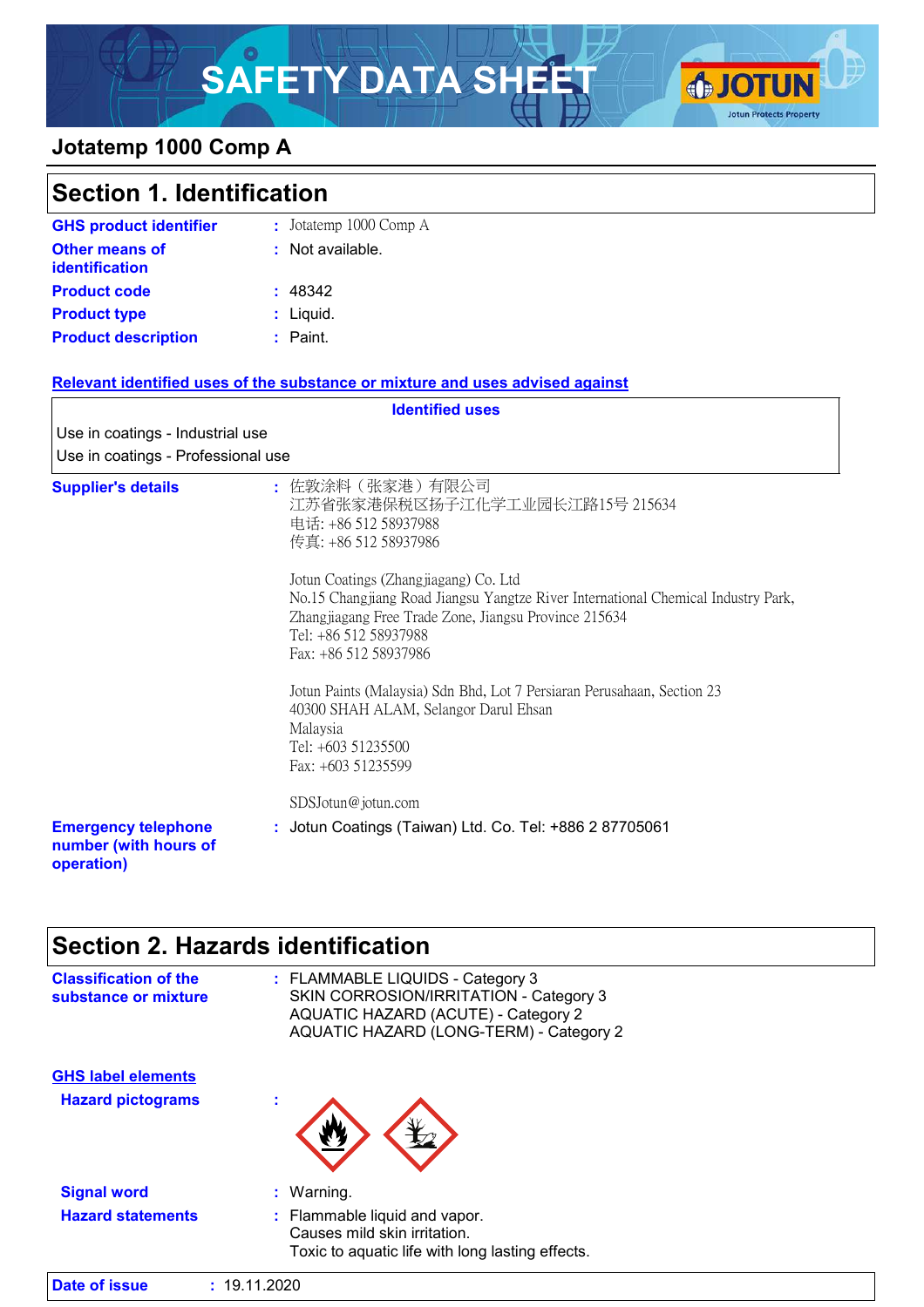# SAFETY DATA SHEET

## Jotatemp 1000 Comp A

## Section 1. Identification

**GHS product identifier** : Jotatemp 1000 Comp A

**Other means of identification** : Not available.

**Product code** : 48342

**Product type** : Liquid.

**Product description** : Paint.

**Relevant identified uses of the substance or mixture and uses advised against**

| Identified uses |
|---|
| Use in coatings - Industrial use |
| Use in coatings - Professional use |

**Supplier's details** :

佐敦涂料（张家港）有限公司
江苏省张家港保税区扬子江化学工业园长江路15号 215634
电话: +86 512 58937988
传真: +86 512 58937986

Jotun Coatings (Zhangjiagang) Co. Ltd
No.15 Changjiang Road Jiangsu Yangtze River International Chemical Industry Park, Zhangjiagang Free Trade Zone, Jiangsu Province 215634
Tel: +86 512 58937988
Fax: +86 512 58937986

Jotun Paints (Malaysia) Sdn Bhd, Lot 7 Persiaran Perusahaan, Section 23
40300 SHAH ALAM, Selangor Darul Ehsan
Malaysia
Tel: +603 51235500
Fax: +603 51235599

SDSJotun@jotun.com

**Emergency telephone number (with hours of operation)** : Jotun Coatings (Taiwan) Ltd. Co. Tel: +886 2 87705061

## Section 2. Hazards identification

**Classification of the substance or mixture** :

FLAMMABLE LIQUIDS - Category 3
SKIN CORROSION/IRRITATION - Category 3
AQUATIC HAZARD (ACUTE) - Category 2
AQUATIC HAZARD (LONG-TERM) - Category 2

**GHS label elements**

**Hazard pictograms** :

**Signal word** : Warning.

**Hazard statements** :

Flammable liquid and vapor.
Causes mild skin irritation.
Toxic to aquatic life with long lasting effects.

**Date of issue** : 19.11.2020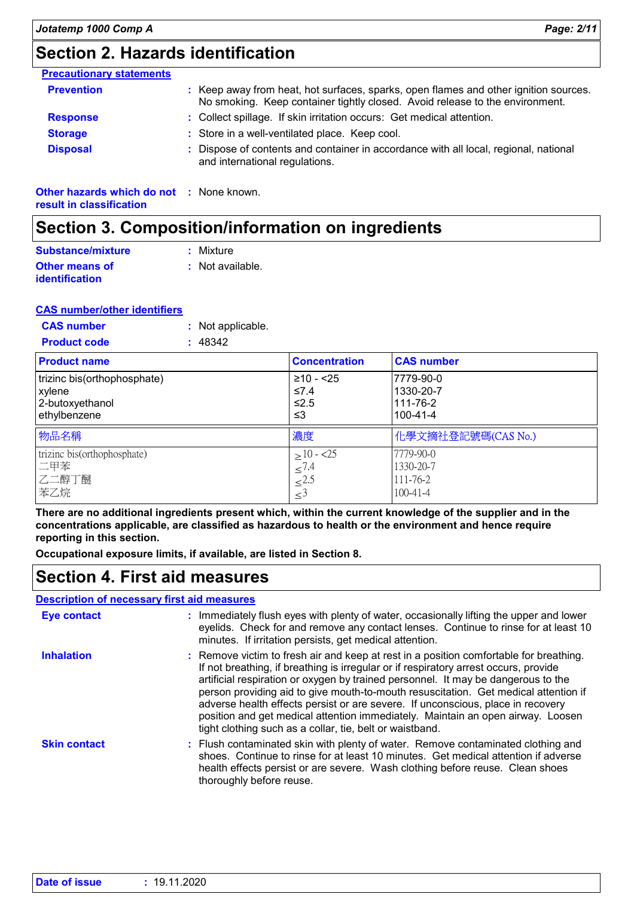## Section 2. Hazards identification

**Precautionary statements**

**Prevention** : Keep away from heat, hot surfaces, sparks, open flames and other ignition sources. No smoking. Keep container tightly closed. Avoid release to the environment.

**Response** : Collect spillage. If skin irritation occurs: Get medical attention.

**Storage** : Store in a well-ventilated place. Keep cool.

**Disposal** : Dispose of contents and container in accordance with all local, regional, national and international regulations.

**Other hazards which do not result in classification** : None known.

## Section 3. Composition/information on ingredients

**Substance/mixture** : Mixture

**Other means of identification** : Not available.

**CAS number/other identifiers**

**CAS number** : Not applicable.

**Product code** : 48342

| Product name | Concentration | CAS number |
|---|---|---|
| trizinc bis(orthophosphate) | ≥10 - <25 | 7779-90-0 |
| xylene | ≤7.4 | 1330-20-7 |
| 2-butoxyethanol | ≤2.5 | 111-76-2 |
| ethylbenzene | ≤3 | 100-41-4 |

| 物品名稱 | 濃度 | 化學文摘社登記號碼(CAS No.) |
|---|---|---|
| trizinc bis(orthophosphate) | ≥10 - <25 | 7779-90-0 |
| 二甲苯 | ≤7.4 | 1330-20-7 |
| 乙二醇丁醚 | ≤2.5 | 111-76-2 |
| 苯乙烷 | ≤3 | 100-41-4 |

**There are no additional ingredients present which, within the current knowledge of the supplier and in the concentrations applicable, are classified as hazardous to health or the environment and hence require reporting in this section.**

**Occupational exposure limits, if available, are listed in Section 8.**

## Section 4. First aid measures

**Description of necessary first aid measures**

**Eye contact** : Immediately flush eyes with plenty of water, occasionally lifting the upper and lower eyelids. Check for and remove any contact lenses. Continue to rinse for at least 10 minutes. If irritation persists, get medical attention.

**Inhalation** : Remove victim to fresh air and keep at rest in a position comfortable for breathing. If not breathing, if breathing is irregular or if respiratory arrest occurs, provide artificial respiration or oxygen by trained personnel. It may be dangerous to the person providing aid to give mouth-to-mouth resuscitation. Get medical attention if adverse health effects persist or are severe. If unconscious, place in recovery position and get medical attention immediately. Maintain an open airway. Loosen tight clothing such as a collar, tie, belt or waistband.

**Skin contact** : Flush contaminated skin with plenty of water. Remove contaminated clothing and shoes. Continue to rinse for at least 10 minutes. Get medical attention if adverse health effects persist or are severe. Wash clothing before reuse. Clean shoes thoroughly before reuse.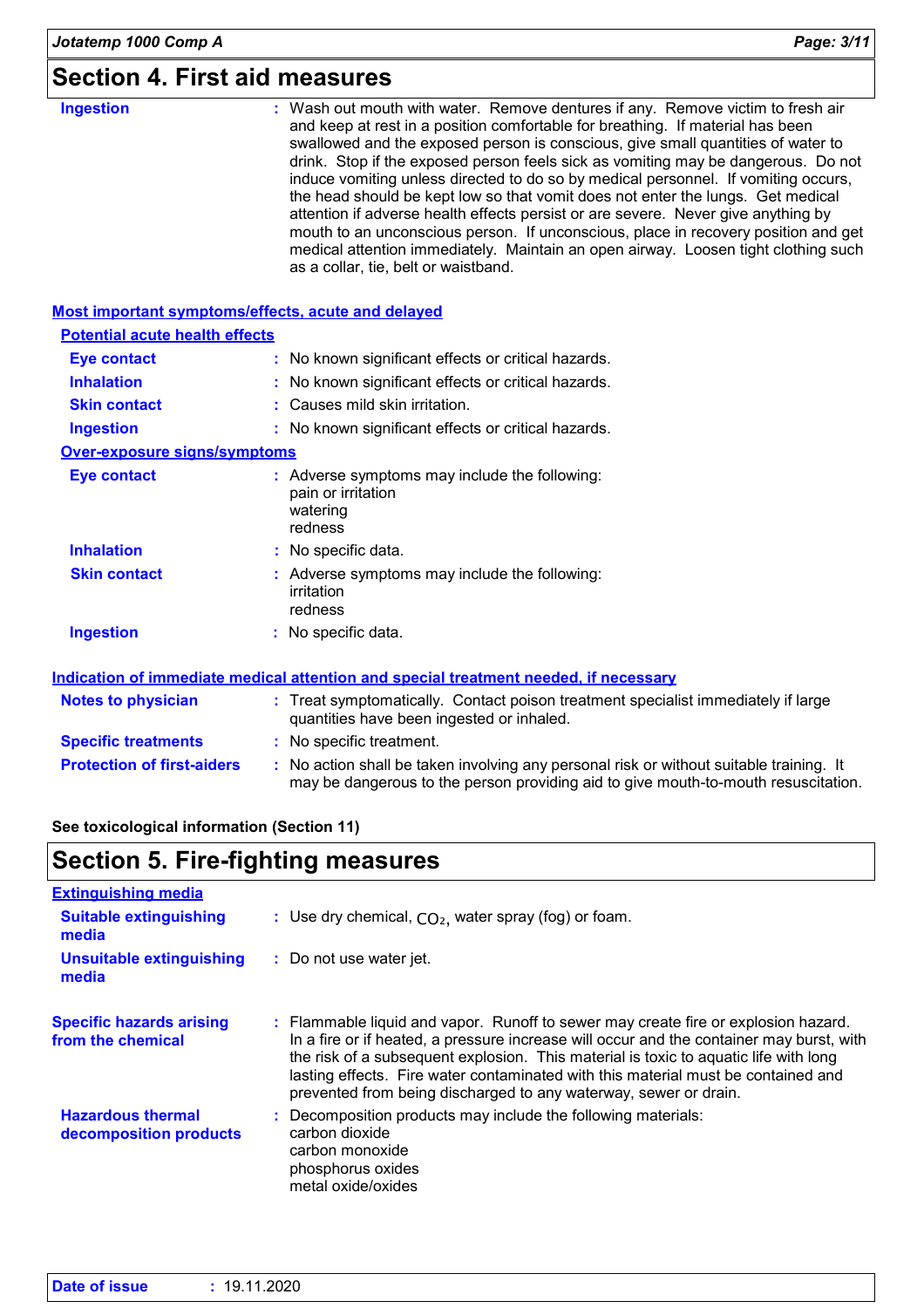## Section 4. First aid measures

**Ingestion** : Wash out mouth with water. Remove dentures if any. Remove victim to fresh air and keep at rest in a position comfortable for breathing. If material has been swallowed and the exposed person is conscious, give small quantities of water to drink. Stop if the exposed person feels sick as vomiting may be dangerous. Do not induce vomiting unless directed to do so by medical personnel. If vomiting occurs, the head should be kept low so that vomit does not enter the lungs. Get medical attention if adverse health effects persist or are severe. Never give anything by mouth to an unconscious person. If unconscious, place in recovery position and get medical attention immediately. Maintain an open airway. Loosen tight clothing such as a collar, tie, belt or waistband.

### Most important symptoms/effects, acute and delayed

#### Potential acute health effects

**Eye contact** : No known significant effects or critical hazards.

**Inhalation** : No known significant effects or critical hazards.

**Skin contact** : Causes mild skin irritation.

**Ingestion** : No known significant effects or critical hazards.

#### Over-exposure signs/symptoms

**Eye contact** : Adverse symptoms may include the following:
pain or irritation
watering
redness

**Inhalation** : No specific data.

**Skin contact** : Adverse symptoms may include the following:
irritation
redness

**Ingestion** : No specific data.

### Indication of immediate medical attention and special treatment needed, if necessary

**Notes to physician** : Treat symptomatically. Contact poison treatment specialist immediately if large quantities have been ingested or inhaled.

**Specific treatments** : No specific treatment.

**Protection of first-aiders** : No action shall be taken involving any personal risk or without suitable training. It may be dangerous to the person providing aid to give mouth-to-mouth resuscitation.

**See toxicological information (Section 11)**

## Section 5. Fire-fighting measures

### Extinguishing media

**Suitable extinguishing media** : Use dry chemical, $CO_2$, water spray (fog) or foam.

**Unsuitable extinguishing media** : Do not use water jet.

**Specific hazards arising from the chemical** : Flammable liquid and vapor. Runoff to sewer may create fire or explosion hazard. In a fire or if heated, a pressure increase will occur and the container may burst, with the risk of a subsequent explosion. This material is toxic to aquatic life with long lasting effects. Fire water contaminated with this material must be contained and prevented from being discharged to any waterway, sewer or drain.

**Hazardous thermal decomposition products** : Decomposition products may include the following materials:
carbon dioxide
carbon monoxide
phosphorus oxides
metal oxide/oxides

**Date of issue** : 19.11.2020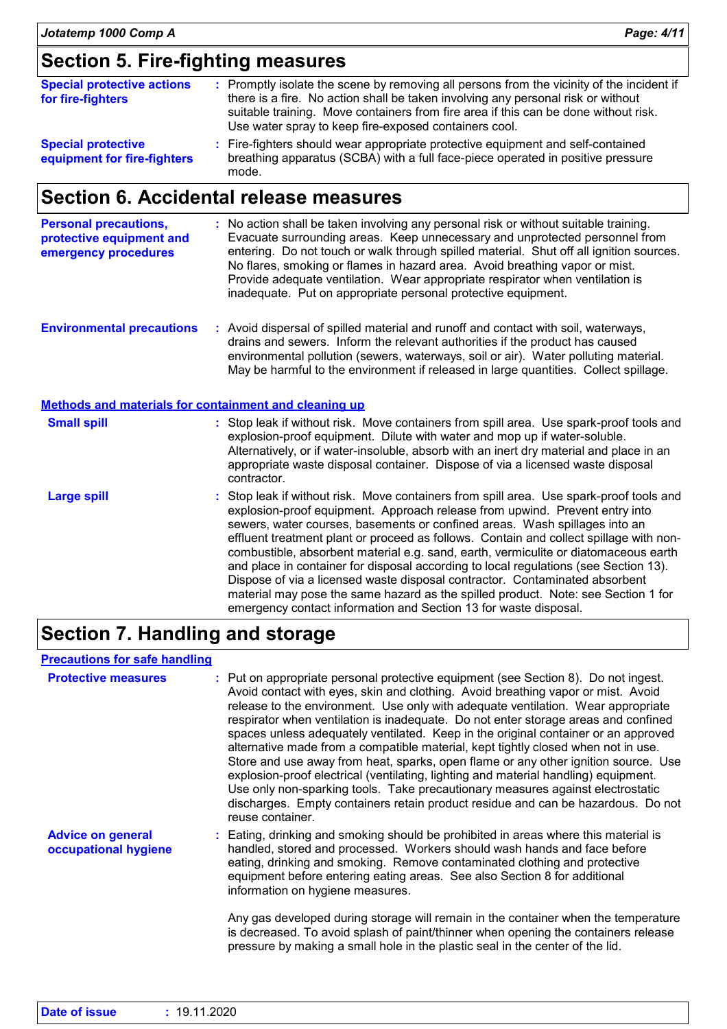## Section 5. Fire-fighting measures

**Special protective actions for fire-fighters** : Promptly isolate the scene by removing all persons from the vicinity of the incident if there is a fire. No action shall be taken involving any personal risk or without suitable training. Move containers from fire area if this can be done without risk. Use water spray to keep fire-exposed containers cool.

**Special protective equipment for fire-fighters** : Fire-fighters should wear appropriate protective equipment and self-contained breathing apparatus (SCBA) with a full face-piece operated in positive pressure mode.

## Section 6. Accidental release measures

**Personal precautions, protective equipment and emergency procedures** : No action shall be taken involving any personal risk or without suitable training. Evacuate surrounding areas. Keep unnecessary and unprotected personnel from entering. Do not touch or walk through spilled material. Shut off all ignition sources. No flares, smoking or flames in hazard area. Avoid breathing vapor or mist. Provide adequate ventilation. Wear appropriate respirator when ventilation is inadequate. Put on appropriate personal protective equipment.

**Environmental precautions** : Avoid dispersal of spilled material and runoff and contact with soil, waterways, drains and sewers. Inform the relevant authorities if the product has caused environmental pollution (sewers, waterways, soil or air). Water polluting material. May be harmful to the environment if released in large quantities. Collect spillage.

### Methods and materials for containment and cleaning up

**Small spill** : Stop leak if without risk. Move containers from spill area. Use spark-proof tools and explosion-proof equipment. Dilute with water and mop up if water-soluble. Alternatively, or if water-insoluble, absorb with an inert dry material and place in an appropriate waste disposal container. Dispose of via a licensed waste disposal contractor.

**Large spill** : Stop leak if without risk. Move containers from spill area. Use spark-proof tools and explosion-proof equipment. Approach release from upwind. Prevent entry into sewers, water courses, basements or confined areas. Wash spillages into an effluent treatment plant or proceed as follows. Contain and collect spillage with non-combustible, absorbent material e.g. sand, earth, vermiculite or diatomaceous earth and place in container for disposal according to local regulations (see Section 13). Dispose of via a licensed waste disposal contractor. Contaminated absorbent material may pose the same hazard as the spilled product. Note: see Section 1 for emergency contact information and Section 13 for waste disposal.

## Section 7. Handling and storage

### Precautions for safe handling

**Protective measures** : Put on appropriate personal protective equipment (see Section 8). Do not ingest. Avoid contact with eyes, skin and clothing. Avoid breathing vapor or mist. Avoid release to the environment. Use only with adequate ventilation. Wear appropriate respirator when ventilation is inadequate. Do not enter storage areas and confined spaces unless adequately ventilated. Keep in the original container or an approved alternative made from a compatible material, kept tightly closed when not in use. Store and use away from heat, sparks, open flame or any other ignition source. Use explosion-proof electrical (ventilating, lighting and material handling) equipment. Use only non-sparking tools. Take precautionary measures against electrostatic discharges. Empty containers retain product residue and can be hazardous. Do not reuse container.

**Advice on general occupational hygiene** : Eating, drinking and smoking should be prohibited in areas where this material is handled, stored and processed. Workers should wash hands and face before eating, drinking and smoking. Remove contaminated clothing and protective equipment before entering eating areas. See also Section 8 for additional information on hygiene measures.

Any gas developed during storage will remain in the container when the temperature is decreased. To avoid splash of paint/thinner when opening the containers release pressure by making a small hole in the plastic seal in the center of the lid.

**Date of issue** : 19.11.2020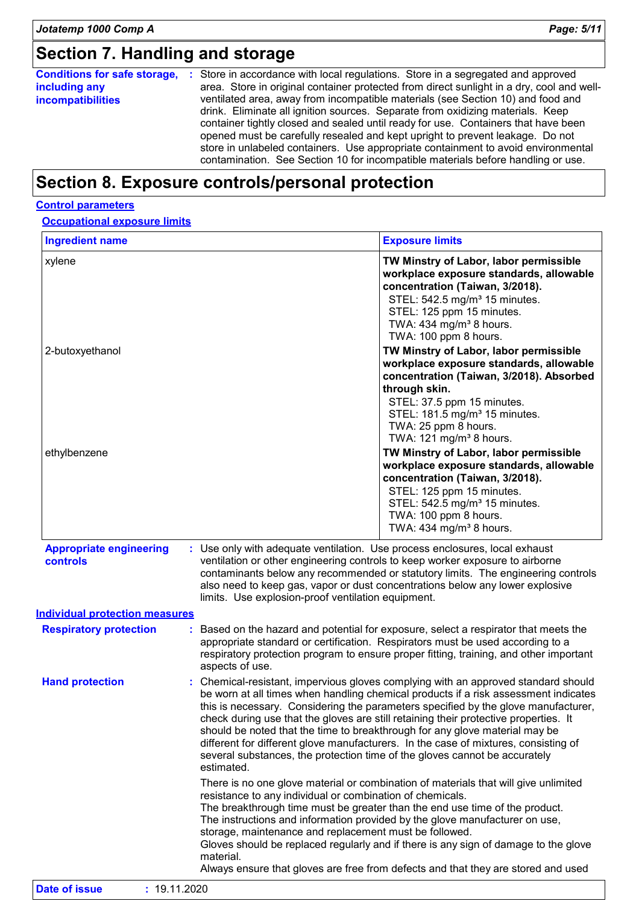## Section 7. Handling and storage

**Conditions for safe storage, including any incompatibilities** : Store in accordance with local regulations. Store in a segregated and approved area. Store in original container protected from direct sunlight in a dry, cool and well-ventilated area, away from incompatible materials (see Section 10) and food and drink. Eliminate all ignition sources. Separate from oxidizing materials. Keep container tightly closed and sealed until ready for use. Containers that have been opened must be carefully resealed and kept upright to prevent leakage. Do not store in unlabeled containers. Use appropriate containment to avoid environmental contamination. See Section 10 for incompatible materials before handling or use.

## Section 8. Exposure controls/personal protection

### Control parameters

#### Occupational exposure limits

| Ingredient name | Exposure limits |
|---|---|
| xylene | **TW Minstry of Labor, labor permissible workplace exposure standards, allowable concentration (Taiwan, 3/2018).**<br>STEL: 542.5 mg/m³ 15 minutes.<br>STEL: 125 ppm 15 minutes.<br>TWA: 434 mg/m³ 8 hours.<br>TWA: 100 ppm 8 hours. |
| 2-butoxyethanol | **TW Minstry of Labor, labor permissible workplace exposure standards, allowable concentration (Taiwan, 3/2018). Absorbed through skin.**<br>STEL: 37.5 ppm 15 minutes.<br>STEL: 181.5 mg/m³ 15 minutes.<br>TWA: 25 ppm 8 hours.<br>TWA: 121 mg/m³ 8 hours. |
| ethylbenzene | **TW Minstry of Labor, labor permissible workplace exposure standards, allowable concentration (Taiwan, 3/2018).**<br>STEL: 125 ppm 15 minutes.<br>STEL: 542.5 mg/m³ 15 minutes.<br>TWA: 100 ppm 8 hours.<br>TWA: 434 mg/m³ 8 hours. |

**Appropriate engineering controls** : Use only with adequate ventilation. Use process enclosures, local exhaust ventilation or other engineering controls to keep worker exposure to airborne contaminants below any recommended or statutory limits. The engineering controls also need to keep gas, vapor or dust concentrations below any lower explosive limits. Use explosion-proof ventilation equipment.

### Individual protection measures

**Respiratory protection** : Based on the hazard and potential for exposure, select a respirator that meets the appropriate standard or certification. Respirators must be used according to a respiratory protection program to ensure proper fitting, training, and other important aspects of use.

**Hand protection** : Chemical-resistant, impervious gloves complying with an approved standard should be worn at all times when handling chemical products if a risk assessment indicates this is necessary. Considering the parameters specified by the glove manufacturer, check during use that the gloves are still retaining their protective properties. It should be noted that the time to breakthrough for any glove material may be different for different glove manufacturers. In the case of mixtures, consisting of several substances, the protection time of the gloves cannot be accurately estimated.

There is no one glove material or combination of materials that will give unlimited resistance to any individual or combination of chemicals.
The breakthrough time must be greater than the end use time of the product.
The instructions and information provided by the glove manufacturer on use, storage, maintenance and replacement must be followed.
Gloves should be replaced regularly and if there is any sign of damage to the glove material.
Always ensure that gloves are free from defects and that they are stored and used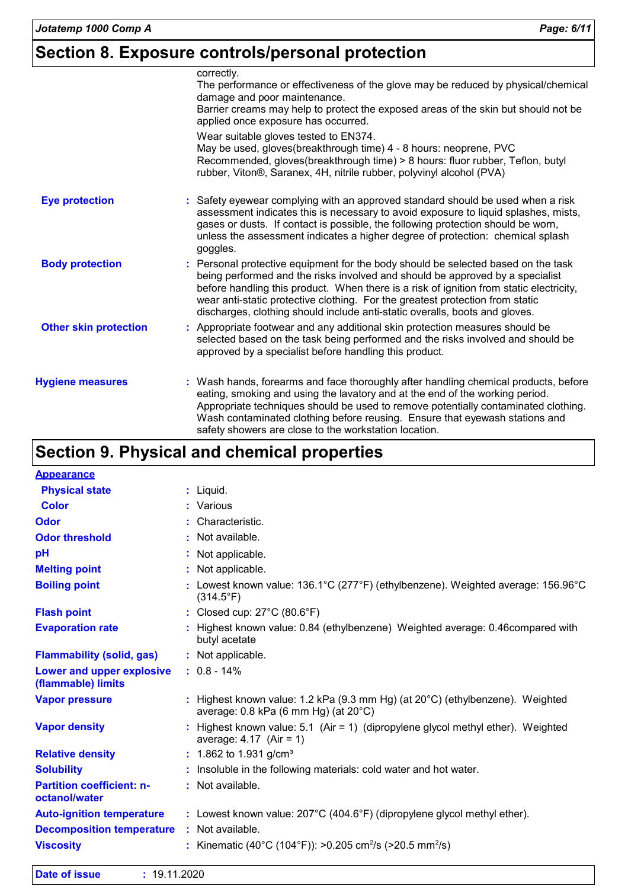## Section 8. Exposure controls/personal protection

correctly.
The performance or effectiveness of the glove may be reduced by physical/chemical damage and poor maintenance.
Barrier creams may help to protect the exposed areas of the skin but should not be applied once exposure has occurred.

Wear suitable gloves tested to EN374.
May be used, gloves(breakthrough time) 4 - 8 hours: neoprene, PVC
Recommended, gloves(breakthrough time) > 8 hours: fluor rubber, Teflon, butyl rubber, Viton®, Saranex, 4H, nitrile rubber, polyvinyl alcohol (PVA)

**Eye protection** : Safety eyewear complying with an approved standard should be used when a risk assessment indicates this is necessary to avoid exposure to liquid splashes, mists, gases or dusts. If contact is possible, the following protection should be worn, unless the assessment indicates a higher degree of protection: chemical splash goggles.

**Body protection** : Personal protective equipment for the body should be selected based on the task being performed and the risks involved and should be approved by a specialist before handling this product. When there is a risk of ignition from static electricity, wear anti-static protective clothing. For the greatest protection from static discharges, clothing should include anti-static overalls, boots and gloves.

**Other skin protection** : Appropriate footwear and any additional skin protection measures should be selected based on the task being performed and the risks involved and should be approved by a specialist before handling this product.

**Hygiene measures** : Wash hands, forearms and face thoroughly after handling chemical products, before eating, smoking and using the lavatory and at the end of the working period. Appropriate techniques should be used to remove potentially contaminated clothing. Wash contaminated clothing before reusing. Ensure that eyewash stations and safety showers are close to the workstation location.

## Section 9. Physical and chemical properties

**Appearance**

| Property | Value |
|---|---|
| Physical state | Liquid. |
| Color | Various |
| Odor | Characteristic. |
| Odor threshold | Not available. |
| pH | Not applicable. |
| Melting point | Not applicable. |
| Boiling point | Lowest known value: 136.1°C (277°F) (ethylbenzene). Weighted average: 156.96°C (314.5°F) |
| Flash point | Closed cup: 27°C (80.6°F) |
| Evaporation rate | Highest known value: 0.84 (ethylbenzene) Weighted average: 0.46compared with butyl acetate |
| Flammability (solid, gas) | Not applicable. |
| Lower and upper explosive (flammable) limits | 0.8 - 14% |
| Vapor pressure | Highest known value: 1.2 kPa (9.3 mm Hg) (at 20°C) (ethylbenzene). Weighted average: 0.8 kPa (6 mm Hg) (at 20°C) |
| Vapor density | Highest known value: 5.1 (Air = 1) (dipropylene glycol methyl ether). Weighted average: 4.17 (Air = 1) |
| Relative density | 1.862 to 1.931 g/cm³ |
| Solubility | Insoluble in the following materials: cold water and hot water. |
| Partition coefficient: n-octanol/water | Not available. |
| Auto-ignition temperature | Lowest known value: 207°C (404.6°F) (dipropylene glycol methyl ether). |
| Decomposition temperature | Not available. |
| Viscosity | Kinematic (40°C (104°F)): >0.205 $cm^2/s$ (>20.5 $mm^2/s$) |

**Date of issue** : 19.11.2020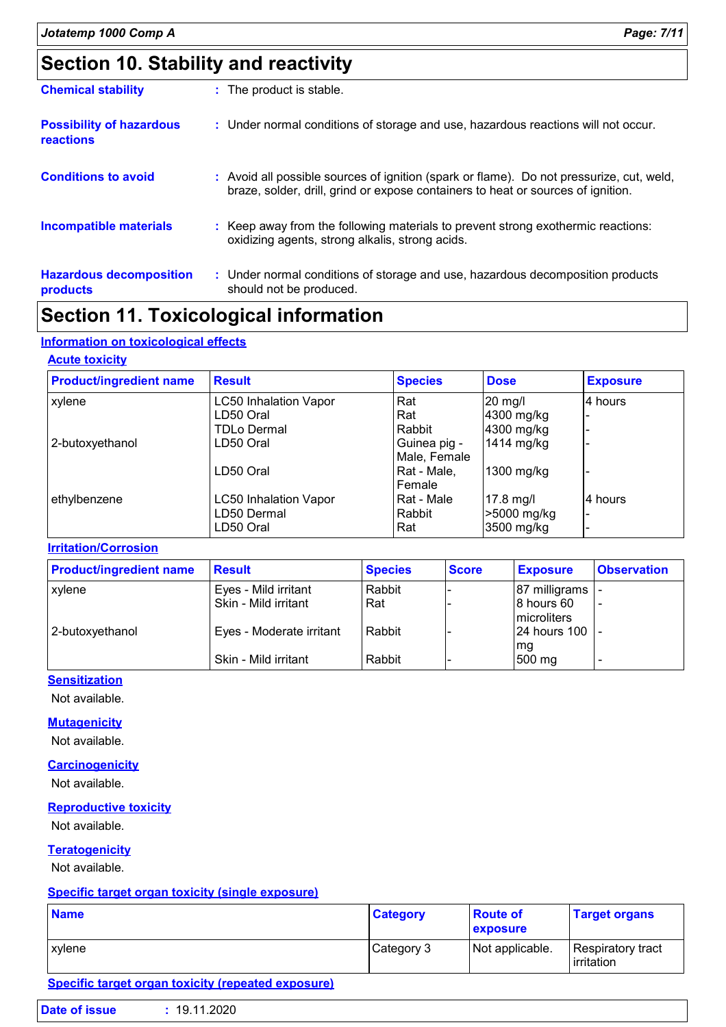## Section 10. Stability and reactivity

**Chemical stability** : The product is stable.

**Possibility of hazardous reactions** : Under normal conditions of storage and use, hazardous reactions will not occur.

**Conditions to avoid** : Avoid all possible sources of ignition (spark or flame). Do not pressurize, cut, weld, braze, solder, drill, grind or expose containers to heat or sources of ignition.

**Incompatible materials** : Keep away from the following materials to prevent strong exothermic reactions: oxidizing agents, strong alkalis, strong acids.

**Hazardous decomposition products** : Under normal conditions of storage and use, hazardous decomposition products should not be produced.

## Section 11. Toxicological information

### Information on toxicological effects

#### Acute toxicity

| Product/ingredient name | Result | Species | Dose | Exposure |
|---|---|---|---|---|
| xylene | LC50 Inhalation Vapor | Rat | 20 mg/l | 4 hours |
| | LD50 Oral | Rat | 4300 mg/kg | - |
| | TDLo Dermal | Rabbit | 4300 mg/kg | - |
| 2-butoxyethanol | LD50 Oral | Guinea pig - Male, Female | 1414 mg/kg | - |
| | LD50 Oral | Rat - Male, Female | 1300 mg/kg | - |
| ethylbenzene | LC50 Inhalation Vapor | Rat - Male | 17.8 mg/l | 4 hours |
| | LD50 Dermal | Rabbit | >5000 mg/kg | - |
| | LD50 Oral | Rat | 3500 mg/kg | - |

#### Irritation/Corrosion

| Product/ingredient name | Result | Species | Score | Exposure | Observation |
|---|---|---|---|---|---|
| xylene | Eyes - Mild irritant | Rabbit | - | 87 milligrams | - |
| | Skin - Mild irritant | Rat | - | 8 hours 60 microliters | - |
| 2-butoxyethanol | Eyes - Moderate irritant | Rabbit | - | 24 hours 100 mg | - |
| | Skin - Mild irritant | Rabbit | - | 500 mg | - |

#### Sensitization

Not available.

#### Mutagenicity

Not available.

#### Carcinogenicity

Not available.

#### Reproductive toxicity

Not available.

#### Teratogenicity

Not available.

#### Specific target organ toxicity (single exposure)

| Name | Category | Route of exposure | Target organs |
|---|---|---|---|
| xylene | Category 3 | Not applicable. | Respiratory tract irritation |

#### Specific target organ toxicity (repeated exposure)

**Date of issue** : 19.11.2020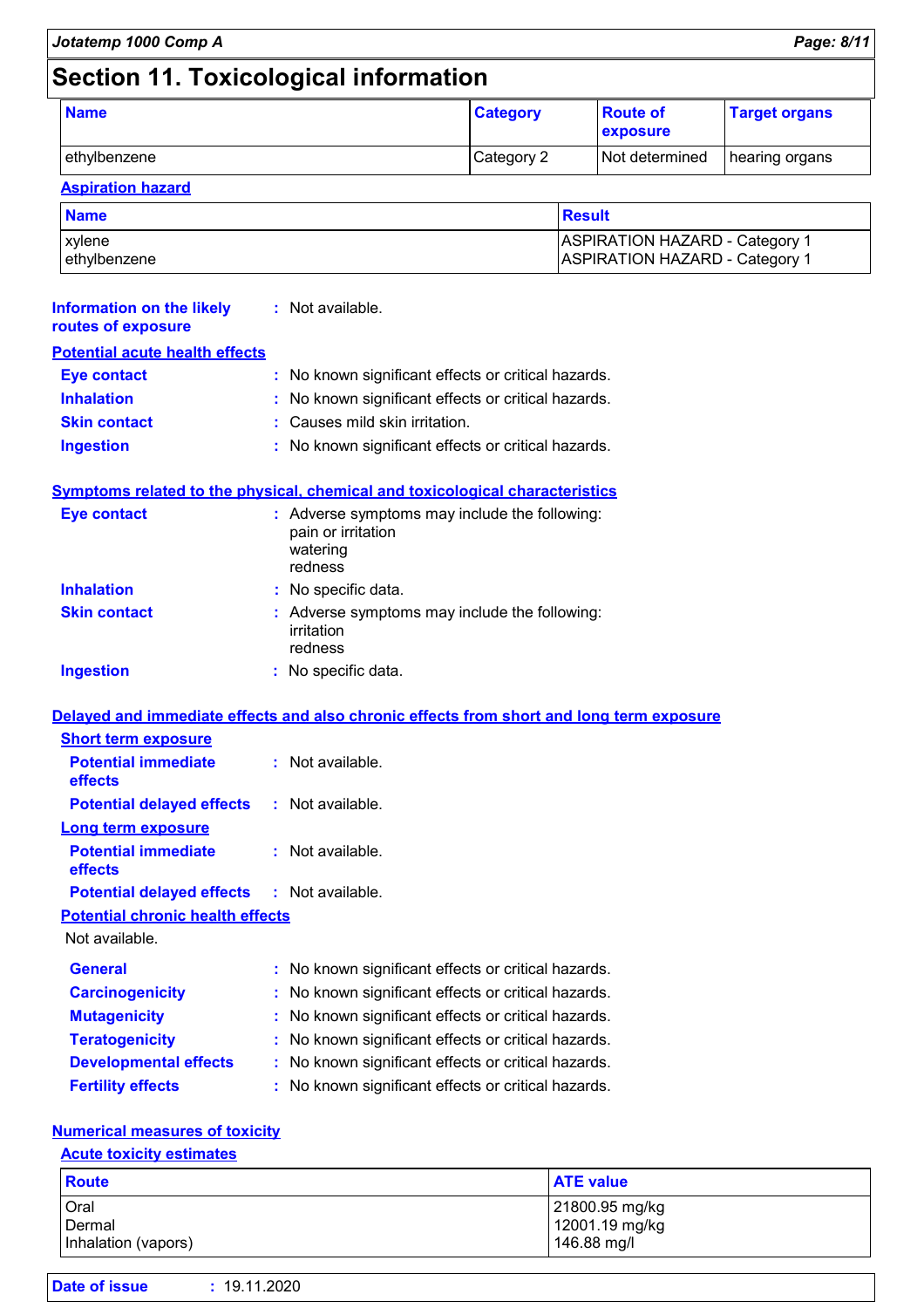# Section 11. Toxicological information

| Name | Category | Route of exposure | Target organs |
| --- | --- | --- | --- |
| ethylbenzene | Category 2 | Not determined | hearing organs |

**Aspiration hazard**

| Name | Result |
| --- | --- |
| xylene | ASPIRATION HAZARD - Category 1 |
| ethylbenzene | ASPIRATION HAZARD - Category 1 |

**Information on the likely routes of exposure** : Not available.

**Potential acute health effects**

**Eye contact** : No known significant effects or critical hazards.

**Inhalation** : No known significant effects or critical hazards.

**Skin contact** : Causes mild skin irritation.

**Ingestion** : No known significant effects or critical hazards.

**Symptoms related to the physical, chemical and toxicological characteristics**

**Eye contact** : Adverse symptoms may include the following:
pain or irritation
watering
redness

**Inhalation** : No specific data.

**Skin contact** : Adverse symptoms may include the following:
irritation
redness

**Ingestion** : No specific data.

**Delayed and immediate effects and also chronic effects from short and long term exposure**

**Short term exposure**

**Potential immediate effects** : Not available.

**Potential delayed effects** : Not available.

**Long term exposure**

**Potential immediate effects** : Not available.

**Potential delayed effects** : Not available.

**Potential chronic health effects**

Not available.

**General** : No known significant effects or critical hazards.

**Carcinogenicity** : No known significant effects or critical hazards.

**Mutagenicity** : No known significant effects or critical hazards.

**Teratogenicity** : No known significant effects or critical hazards.

**Developmental effects** : No known significant effects or critical hazards.

**Fertility effects** : No known significant effects or critical hazards.

**Numerical measures of toxicity**

**Acute toxicity estimates**

| Route | ATE value |
| --- | --- |
| Oral | 21800.95 mg/kg |
| Dermal | 12001.19 mg/kg |
| Inhalation (vapors) | 146.88 mg/l |

**Date of issue** : 19.11.2020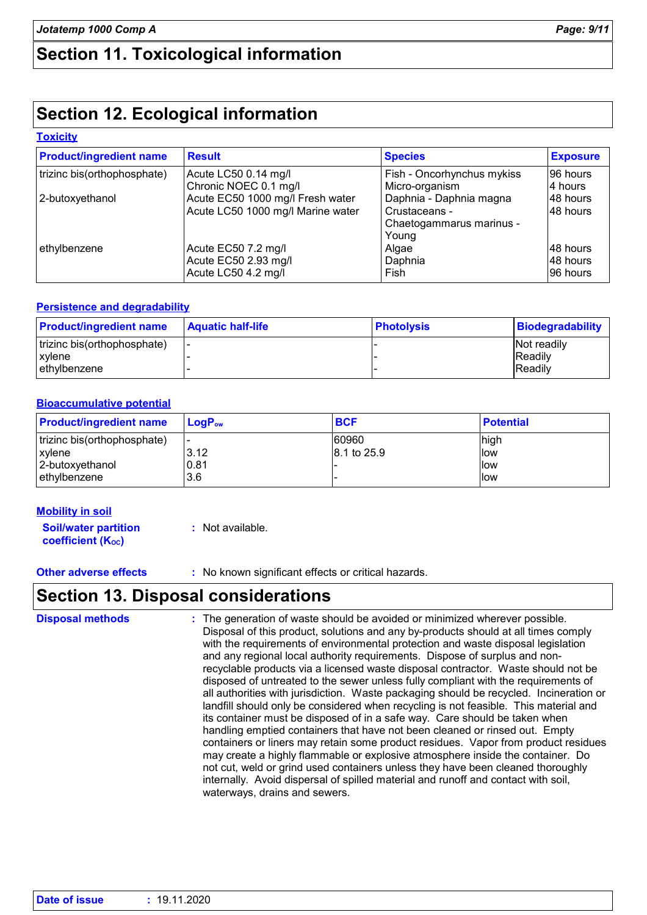## Section 11. Toxicological information

## Section 12. Ecological information

### Toxicity

| Product/ingredient name | Result | Species | Exposure |
|---|---|---|---|
| trizinc bis(orthophosphate) | Acute LC50 0.14 mg/l | Fish - Oncorhynchus mykiss | 96 hours |
| | Chronic NOEC 0.1 mg/l | Micro-organism | 4 hours |
| 2-butoxyethanol | Acute EC50 1000 mg/l Fresh water | Daphnia - Daphnia magna | 48 hours |
| | Acute LC50 1000 mg/l Marine water | Crustaceans - Chaetogammarus marinus - Young | 48 hours |
| ethylbenzene | Acute EC50 7.2 mg/l | Algae | 48 hours |
| | Acute EC50 2.93 mg/l | Daphnia | 48 hours |
| | Acute LC50 4.2 mg/l | Fish | 96 hours |

### Persistence and degradability

| Product/ingredient name | Aquatic half-life | Photolysis | Biodegradability |
|---|---|---|---|
| trizinc bis(orthophosphate) | - | - | Not readily |
| xylene | - | - | Readily |
| ethylbenzene | - | - | Readily |

### Bioaccumulative potential

| Product/ingredient name | $LogP_{ow}$ | BCF | Potential |
|---|---|---|---|
| trizinc bis(orthophosphate) | - | 60960 | high |
| xylene | 3.12 | 8.1 to 25.9 | low |
| 2-butoxyethanol | 0.81 | - | low |
| ethylbenzene | 3.6 | - | low |

### Mobility in soil

**Soil/water partition coefficient ($K_{OC}$)** : Not available.

**Other adverse effects** : No known significant effects or critical hazards.

## Section 13. Disposal considerations

**Disposal methods** : The generation of waste should be avoided or minimized wherever possible. Disposal of this product, solutions and any by-products should at all times comply with the requirements of environmental protection and waste disposal legislation and any regional local authority requirements. Dispose of surplus and non-recyclable products via a licensed waste disposal contractor. Waste should not be disposed of untreated to the sewer unless fully compliant with the requirements of all authorities with jurisdiction. Waste packaging should be recycled. Incineration or landfill should only be considered when recycling is not feasible. This material and its container must be disposed of in a safe way. Care should be taken when handling emptied containers that have not been cleaned or rinsed out. Empty containers or liners may retain some product residues. Vapor from product residues may create a highly flammable or explosive atmosphere inside the container. Do not cut, weld or grind used containers unless they have been cleaned thoroughly internally. Avoid dispersal of spilled material and runoff and contact with soil, waterways, drains and sewers.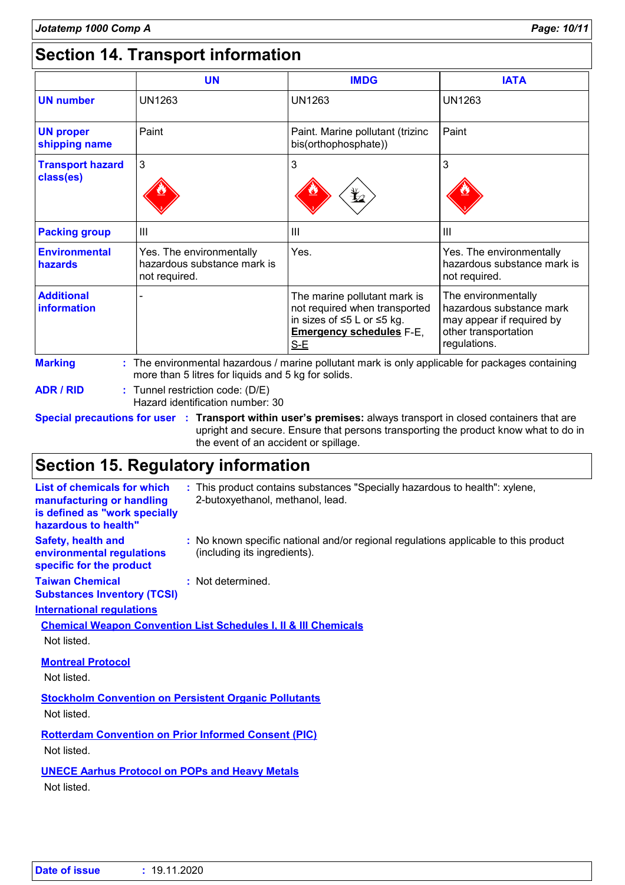## Section 14. Transport information

| | UN | IMDG | IATA |
|---|---|---|---|
| **UN number** | UN1263 | UN1263 | UN1263 |
| **UN proper shipping name** | Paint | Paint. Marine pollutant (trizinc bis(orthophosphate)) | Paint |
| **Transport hazard class(es)** | 3 | 3 | 3 |
| **Packing group** | III | III | III |
| **Environmental hazards** | Yes. The environmentally hazardous substance mark is not required. | Yes. | Yes. The environmentally hazardous substance mark is not required. |
| **Additional information** | - | The marine pollutant mark is not required when transported in sizes of ≤5 L or ≤5 kg. **Emergency schedules** F-E, S-E | The environmentally hazardous substance mark may appear if required by other transportation regulations. |

**Marking** : The environmental hazardous / marine pollutant mark is only applicable for packages containing more than 5 litres for liquids and 5 kg for solids.

**ADR / RID** : Tunnel restriction code: (D/E)
Hazard identification number: 30

**Special precautions for user** : **Transport within user's premises:** always transport in closed containers that are upright and secure. Ensure that persons transporting the product know what to do in the event of an accident or spillage.

## Section 15. Regulatory information

**List of chemicals for which manufacturing or handling is defined as "work specially hazardous to health"** : This product contains substances "Specially hazardous to health": xylene, 2-butoxyethanol, methanol, lead.

**Safety, health and environmental regulations specific for the product** : No known specific national and/or regional regulations applicable to this product (including its ingredients).

**Taiwan Chemical Substances Inventory (TCSI)** : Not determined.

**International regulations**

**Chemical Weapon Convention List Schedules I, II & III Chemicals**

Not listed.

**Montreal Protocol**

Not listed.

**Stockholm Convention on Persistent Organic Pollutants**

Not listed.

**Rotterdam Convention on Prior Informed Consent (PIC)**

Not listed.

**UNECE Aarhus Protocol on POPs and Heavy Metals**

Not listed.

**Date of issue** : 19.11.2020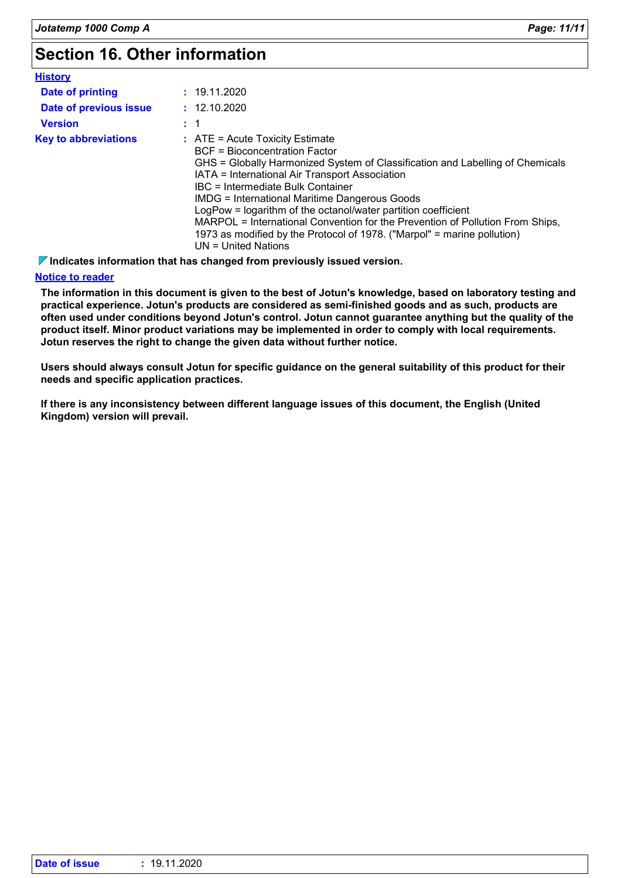## Section 16. Other information

**History**

| | |
|---|---|
| **Date of printing** | : 19.11.2020 |
| **Date of previous issue** | : 12.10.2020 |
| **Version** | : 1 |
| **Key to abbreviations** | : ATE = Acute Toxicity Estimate<br>BCF = Bioconcentration Factor<br>GHS = Globally Harmonized System of Classification and Labelling of Chemicals<br>IATA = International Air Transport Association<br>IBC = Intermediate Bulk Container<br>IMDG = International Maritime Dangerous Goods<br>LogPow = logarithm of the octanol/water partition coefficient<br>MARPOL = International Convention for the Prevention of Pollution From Ships, 1973 as modified by the Protocol of 1978. ("Marpol" = marine pollution)<br>UN = United Nations |

**Indicates information that has changed from previously issued version.**

**Notice to reader**

**The information in this document is given to the best of Jotun's knowledge, based on laboratory testing and practical experience. Jotun's products are considered as semi-finished goods and as such, products are often used under conditions beyond Jotun's control. Jotun cannot guarantee anything but the quality of the product itself. Minor product variations may be implemented in order to comply with local requirements. Jotun reserves the right to change the given data without further notice.**

**Users should always consult Jotun for specific guidance on the general suitability of this product for their needs and specific application practices.**

**If there is any inconsistency between different language issues of this document, the English (United Kingdom) version will prevail.**